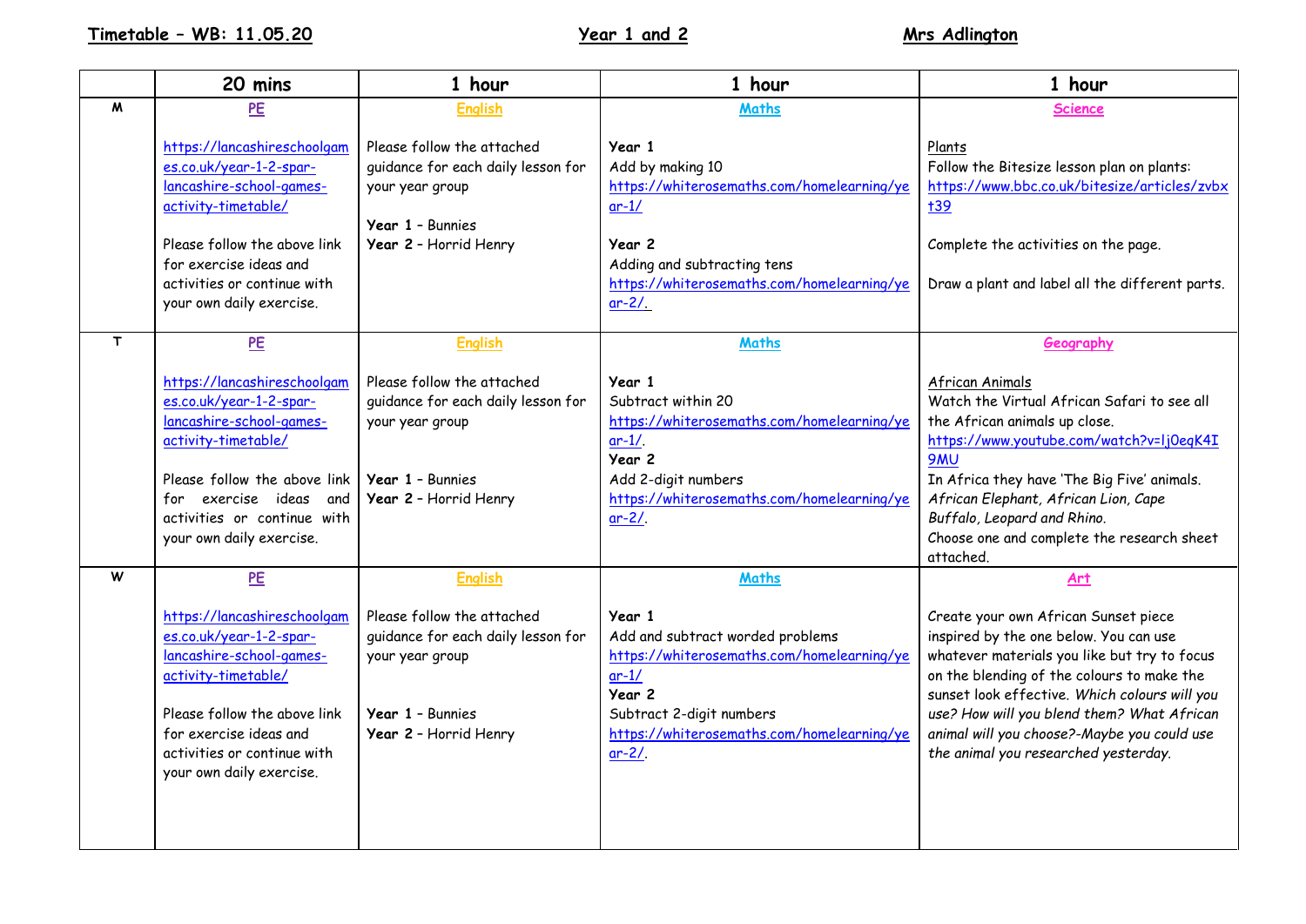**Timetable – WB: 11.05.20** **Year 1 and 2** **Mrs Adlington**

| | 20 mins | 1 hour | 1 hour | 1 hour |
|---|---|---|---|---|
| **M** | PE<br><br>https://lancashireschoolgames.co.uk/year-1-2-spar-lancashire-school-games-activity-timetable/<br><br>Please follow the above link for exercise ideas and activities or continue with your own daily exercise. | English<br><br>Please follow the attached guidance for each daily lesson for your year group<br><br>**Year 1** – Bunnies<br>**Year 2** – Horrid Henry | Maths<br><br>**Year 1**<br>Add by making 10<br>https://whiterosemaths.com/homelearning/year-1/<br><br>**Year 2**<br>Adding and subtracting tens<br>https://whiterosemaths.com/homelearning/year-2/. | Science<br><br>Plants<br>Follow the Bitesize lesson plan on plants:<br>https://www.bbc.co.uk/bitesize/articles/zvbxt39<br><br>Complete the activities on the page.<br><br>Draw a plant and label all the different parts. |
| **T** | PE<br><br>https://lancashireschoolgames.co.uk/year-1-2-spar-lancashire-school-games-activity-timetable/<br><br>Please follow the above link for exercise ideas and activities or continue with your own daily exercise. | English<br><br>Please follow the attached guidance for each daily lesson for your year group<br><br>**Year 1** – Bunnies<br>**Year 2** – Horrid Henry | Maths<br><br>**Year 1**<br>Subtract within 20<br>https://whiterosemaths.com/homelearning/year-1/.<br>**Year 2**<br>Add 2-digit numbers<br>https://whiterosemaths.com/homelearning/year-2/. | Geography<br><br>African Animals<br>Watch the Virtual African Safari to see all the African animals up close.<br>https://www.youtube.com/watch?v=lj0eqK4I9MU<br>In Africa they have 'The Big Five' animals. *African Elephant, African Lion, Cape Buffalo, Leopard and Rhino.*<br>Choose one and complete the research sheet attached. |
| **W** | PE<br><br>https://lancashireschoolgames.co.uk/year-1-2-spar-lancashire-school-games-activity-timetable/<br><br>Please follow the above link for exercise ideas and activities or continue with your own daily exercise. | English<br><br>Please follow the attached guidance for each daily lesson for your year group<br><br>**Year 1** – Bunnies<br>**Year 2** – Horrid Henry | Maths<br><br>**Year 1**<br>Add and subtract worded problems<br>https://whiterosemaths.com/homelearning/year-1/<br>**Year 2**<br>Subtract 2-digit numbers<br>https://whiterosemaths.com/homelearning/year-2/. | Art<br><br>Create your own African Sunset piece inspired by the one below. You can use whatever materials you like but try to focus on the blending of the colours to make the sunset look effective. *Which colours will you use? How will you blend them? What African animal will you choose?-Maybe you could use the animal you researched yesterday.* |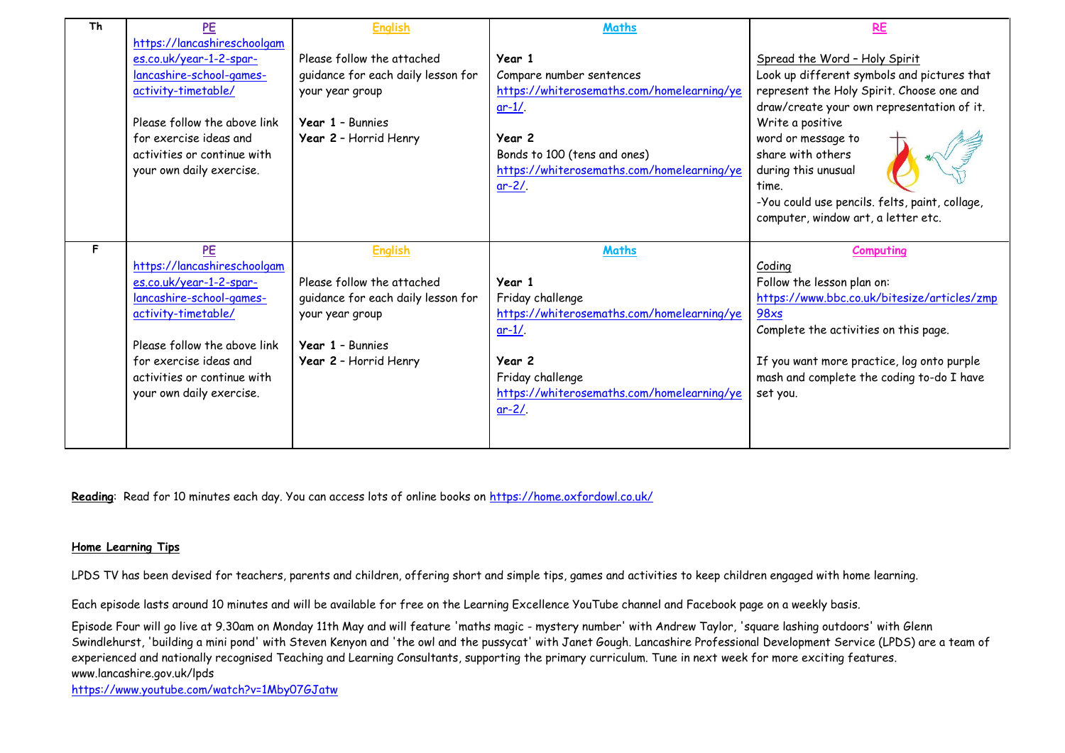| Th | **PE**<br>https://lancashireschoolgames.co.uk/year-1-2-spar-lancashire-school-games-activity-timetable/<br><br>Please follow the above link for exercise ideas and activities or continue with your own daily exercise. | **English**<br><br>Please follow the attached guidance for each daily lesson for your year group<br><br>**Year 1** – Bunnies<br>**Year 2** – Horrid Henry | **Maths**<br><br>**Year 1**<br>Compare number sentences<br>https://whiterosemaths.com/homelearning/year-1/.<br><br>**Year 2**<br>Bonds to 100 (tens and ones)<br>https://whiterosemaths.com/homelearning/year-2/. | **RE**<br><br>Spread the Word – Holy Spirit<br>Look up different symbols and pictures that represent the Holy Spirit. Choose one and draw/create your own representation of it. Write a positive word or message to share with others during this unusual time.<br>-You could use pencils. felts, paint, collage, computer, window art, a letter etc. |
|---|---|---|---|---|
| **F** | **PE**<br>https://lancashireschoolgames.co.uk/year-1-2-spar-lancashire-school-games-activity-timetable/<br><br>Please follow the above link for exercise ideas and activities or continue with your own daily exercise. | **English**<br><br>Please follow the attached guidance for each daily lesson for your year group<br><br>**Year 1** – Bunnies<br>**Year 2** – Horrid Henry | **Maths**<br><br>**Year 1**<br>Friday challenge<br>https://whiterosemaths.com/homelearning/year-1/.<br><br>**Year 2**<br>Friday challenge<br>https://whiterosemaths.com/homelearning/year-2/. | **Computing**<br>Coding<br>Follow the lesson plan on:<br>https://www.bbc.co.uk/bitesize/articles/zmp98xs<br>Complete the activities on this page.<br><br>If you want more practice, log onto purple mash and complete the coding to-do I have set you. |

**Reading**: Read for 10 minutes each day. You can access lots of online books on https://home.oxfordowl.co.uk/

**Home Learning Tips**

LPDS TV has been devised for teachers, parents and children, offering short and simple tips, games and activities to keep children engaged with home learning.

Each episode lasts around 10 minutes and will be available for free on the Learning Excellence YouTube channel and Facebook page on a weekly basis.

Episode Four will go live at 9.30am on Monday 11th May and will feature 'maths magic - mystery number' with Andrew Taylor, 'square lashing outdoors' with Glenn Swindlehurst, 'building a mini pond' with Steven Kenyon and 'the owl and the pussycat' with Janet Gough. Lancashire Professional Development Service (LPDS) are a team of experienced and nationally recognised Teaching and Learning Consultants, supporting the primary curriculum. Tune in next week for more exciting features.
www.lancashire.gov.uk/lpds
https://www.youtube.com/watch?v=1Mby07GJatw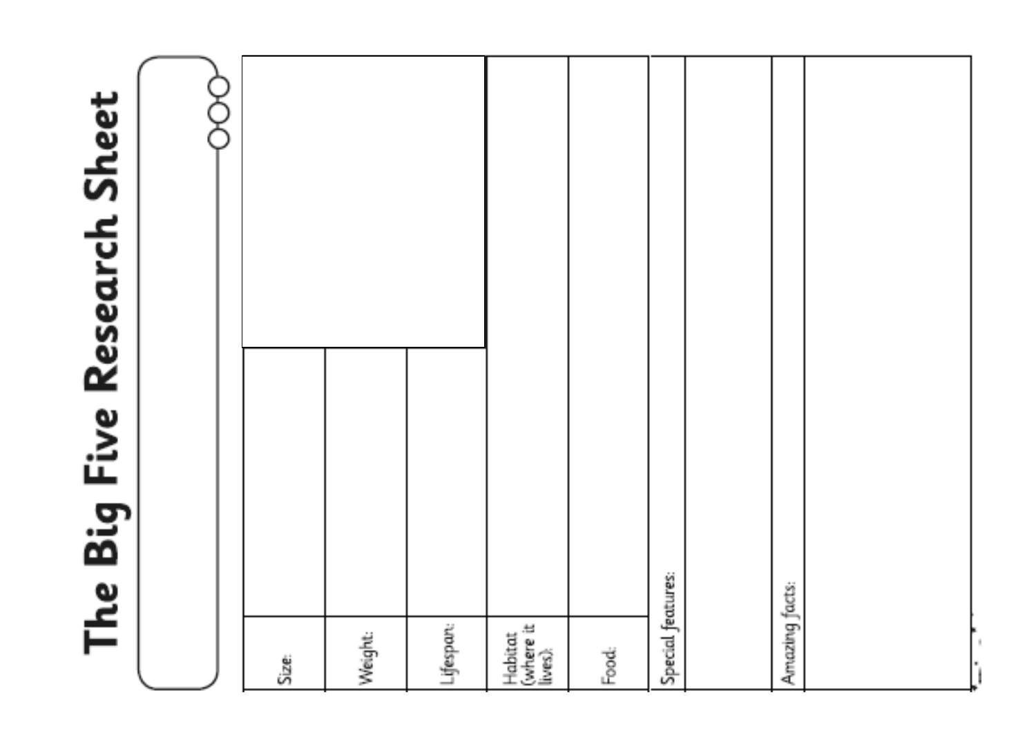# The Big Five Research Sheet

| | |
|---|---|
| Size: | |
| Weight: | |
| Lifespan: | |
| Habitat (where it lives): | |
| Food: | |
| Special features: | |
| Amazing facts: | |